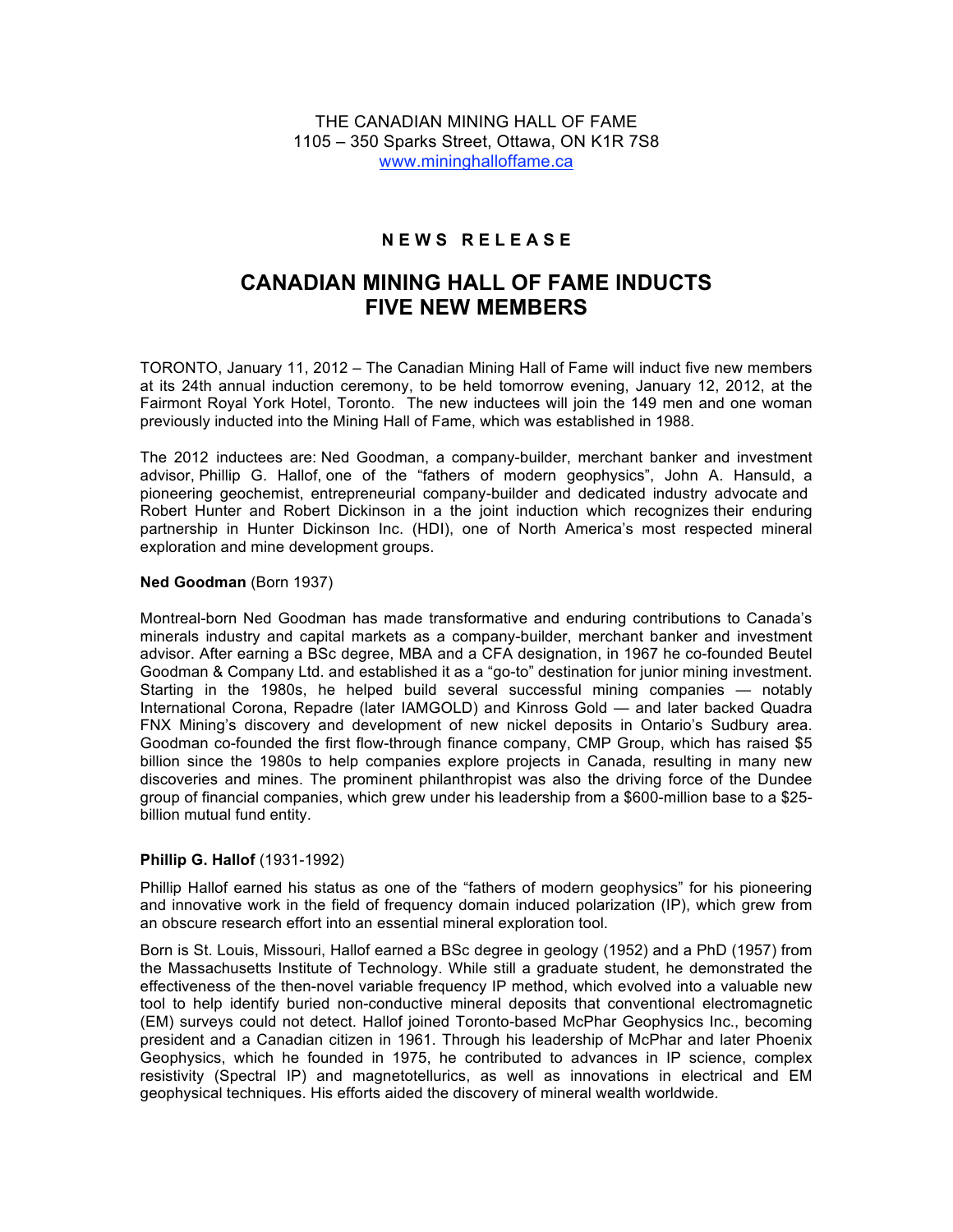THE CANADIAN MINING HALL OF FAME
1105 – 350 Sparks Street, Ottawa, ON K1R 7S8
www.mininghalloffame.ca

**N E W S   R E L E A S E**

# CANADIAN MINING HALL OF FAME INDUCTS FIVE NEW MEMBERS

TORONTO, January 11, 2012 – The Canadian Mining Hall of Fame will induct five new members at its 24th annual induction ceremony, to be held tomorrow evening, January 12, 2012, at the Fairmont Royal York Hotel, Toronto. The new inductees will join the 149 men and one woman previously inducted into the Mining Hall of Fame, which was established in 1988.

The 2012 inductees are: Ned Goodman, a company-builder, merchant banker and investment advisor, Phillip G. Hallof, one of the "fathers of modern geophysics", John A. Hansuld, a pioneering geochemist, entrepreneurial company-builder and dedicated industry advocate and Robert Hunter and Robert Dickinson in a the joint induction which recognizes their enduring partnership in Hunter Dickinson Inc. (HDI), one of North America's most respected mineral exploration and mine development groups.

**Ned Goodman** (Born 1937)

Montreal-born Ned Goodman has made transformative and enduring contributions to Canada's minerals industry and capital markets as a company-builder, merchant banker and investment advisor. After earning a BSc degree, MBA and a CFA designation, in 1967 he co-founded Beutel Goodman & Company Ltd. and established it as a "go-to" destination for junior mining investment. Starting in the 1980s, he helped build several successful mining companies — notably International Corona, Repadre (later IAMGOLD) and Kinross Gold — and later backed Quadra FNX Mining's discovery and development of new nickel deposits in Ontario's Sudbury area. Goodman co-founded the first flow-through finance company, CMP Group, which has raised $5 billion since the 1980s to help companies explore projects in Canada, resulting in many new discoveries and mines. The prominent philanthropist was also the driving force of the Dundee group of financial companies, which grew under his leadership from a $600-million base to a $25-billion mutual fund entity.

**Phillip G. Hallof** (1931-1992)

Phillip Hallof earned his status as one of the "fathers of modern geophysics" for his pioneering and innovative work in the field of frequency domain induced polarization (IP), which grew from an obscure research effort into an essential mineral exploration tool.

Born is St. Louis, Missouri, Hallof earned a BSc degree in geology (1952) and a PhD (1957) from the Massachusetts Institute of Technology. While still a graduate student, he demonstrated the effectiveness of the then-novel variable frequency IP method, which evolved into a valuable new tool to help identify buried non-conductive mineral deposits that conventional electromagnetic (EM) surveys could not detect. Hallof joined Toronto-based McPhar Geophysics Inc., becoming president and a Canadian citizen in 1961. Through his leadership of McPhar and later Phoenix Geophysics, which he founded in 1975, he contributed to advances in IP science, complex resistivity (Spectral IP) and magnetotellurics, as well as innovations in electrical and EM geophysical techniques. His efforts aided the discovery of mineral wealth worldwide.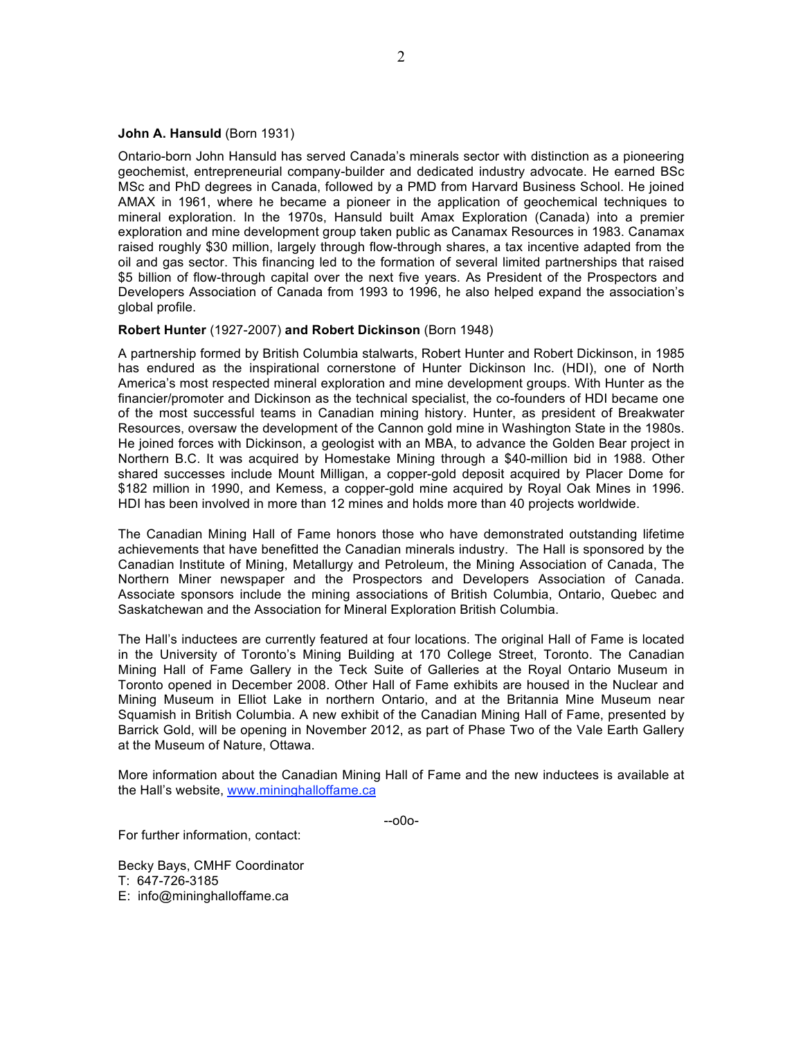**John A. Hansuld** (Born 1931)

Ontario-born John Hansuld has served Canada's minerals sector with distinction as a pioneering geochemist, entrepreneurial company-builder and dedicated industry advocate. He earned BSc MSc and PhD degrees in Canada, followed by a PMD from Harvard Business School. He joined AMAX in 1961, where he became a pioneer in the application of geochemical techniques to mineral exploration. In the 1970s, Hansuld built Amax Exploration (Canada) into a premier exploration and mine development group taken public as Canamax Resources in 1983. Canamax raised roughly $30 million, largely through flow-through shares, a tax incentive adapted from the oil and gas sector. This financing led to the formation of several limited partnerships that raised $5 billion of flow-through capital over the next five years. As President of the Prospectors and Developers Association of Canada from 1993 to 1996, he also helped expand the association's global profile.

**Robert Hunter** (1927-2007) **and Robert Dickinson** (Born 1948)

A partnership formed by British Columbia stalwarts, Robert Hunter and Robert Dickinson, in 1985 has endured as the inspirational cornerstone of Hunter Dickinson Inc. (HDI), one of North America's most respected mineral exploration and mine development groups. With Hunter as the financier/promoter and Dickinson as the technical specialist, the co-founders of HDI became one of the most successful teams in Canadian mining history. Hunter, as president of Breakwater Resources, oversaw the development of the Cannon gold mine in Washington State in the 1980s. He joined forces with Dickinson, a geologist with an MBA, to advance the Golden Bear project in Northern B.C. It was acquired by Homestake Mining through a $40-million bid in 1988. Other shared successes include Mount Milligan, a copper-gold deposit acquired by Placer Dome for $182 million in 1990, and Kemess, a copper-gold mine acquired by Royal Oak Mines in 1996. HDI has been involved in more than 12 mines and holds more than 40 projects worldwide.

The Canadian Mining Hall of Fame honors those who have demonstrated outstanding lifetime achievements that have benefitted the Canadian minerals industry. The Hall is sponsored by the Canadian Institute of Mining, Metallurgy and Petroleum, the Mining Association of Canada, The Northern Miner newspaper and the Prospectors and Developers Association of Canada. Associate sponsors include the mining associations of British Columbia, Ontario, Quebec and Saskatchewan and the Association for Mineral Exploration British Columbia.

The Hall's inductees are currently featured at four locations. The original Hall of Fame is located in the University of Toronto's Mining Building at 170 College Street, Toronto. The Canadian Mining Hall of Fame Gallery in the Teck Suite of Galleries at the Royal Ontario Museum in Toronto opened in December 2008. Other Hall of Fame exhibits are housed in the Nuclear and Mining Museum in Elliot Lake in northern Ontario, and at the Britannia Mine Museum near Squamish in British Columbia. A new exhibit of the Canadian Mining Hall of Fame, presented by Barrick Gold, will be opening in November 2012, as part of Phase Two of the Vale Earth Gallery at the Museum of Nature, Ottawa.

More information about the Canadian Mining Hall of Fame and the new inductees is available at the Hall's website, www.mininghalloffame.ca

--o0o-

For further information, contact:

Becky Bays, CMHF Coordinator
T: 647-726-3185
E: info@mininghalloffame.ca